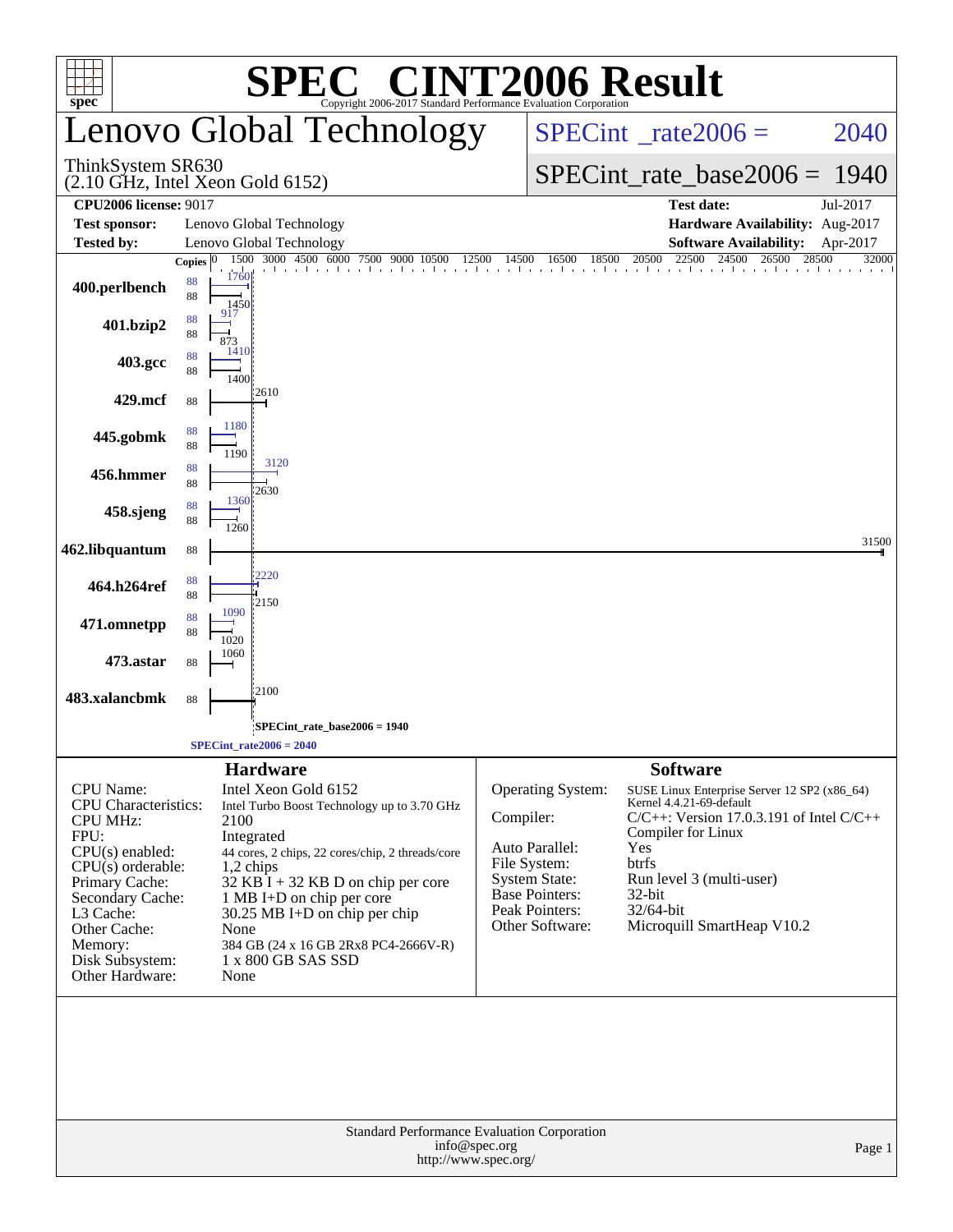# SPEC® CINT2006 Result

Copyright 2006-2017 Standard Performance Evaluation Corporation

## Lenovo Global Technology

ThinkSystem SR630
(2.10 GHz, Intel Xeon Gold 6152)

SPECint_rate2006 = 2040

SPECint_rate_base2006 = 1940

| | | | |
|---|---|---|---|
| **CPU2006 license:** 9017 | | **Test date:** | Jul-2017 |
| **Test sponsor:** | Lenovo Global Technology | **Hardware Availability:** | Aug-2017 |
| **Tested by:** | Lenovo Global Technology | **Software Availability:** | Apr-2017 |

| Benchmark | Copies (peak) | Copies (base) | Peak | Base |
|---|---|---|---|---|
| 400.perlbench | 88 | 88 | 1760 | 1450 |
| 401.bzip2 | 88 | 88 | 917 | 873 |
| 403.gcc | 88 | 88 | 1410 | 1400 |
| 429.mcf | | 88 | | 2610 |
| 445.gobmk | 88 | 88 | 1180 | 1190 |
| 456.hmmer | 88 | 88 | 3120 | 2630 |
| 458.sjeng | 88 | 88 | 1360 | 1260 |
| 462.libquantum | | 88 | | 31500 |
| 464.h264ref | 88 | 88 | 2220 | 2150 |
| 471.omnetpp | 88 | 88 | 1090 | 1020 |
| 473.astar | | 88 | | 1060 |
| 483.xalancbmk | | 88 | | 2100 |

SPECint_rate_base2006 = 1940

SPECint_rate2006 = 2040

### Hardware

| | |
|---|---|
| CPU Name: | Intel Xeon Gold 6152 |
| CPU Characteristics: | Intel Turbo Boost Technology up to 3.70 GHz |
| CPU MHz: | 2100 |
| FPU: | Integrated |
| CPU(s) enabled: | 44 cores, 2 chips, 22 cores/chip, 2 threads/core |
| CPU(s) orderable: | 1,2 chips |
| Primary Cache: | 32 KB I + 32 KB D on chip per core |
| Secondary Cache: | 1 MB I+D on chip per core |
| L3 Cache: | 30.25 MB I+D on chip per chip |
| Other Cache: | None |
| Memory: | 384 GB (24 x 16 GB 2Rx8 PC4-2666V-R) |
| Disk Subsystem: | 1 x 800 GB SAS SSD |
| Other Hardware: | None |

### Software

| | |
|---|---|
| Operating System: | SUSE Linux Enterprise Server 12 SP2 (x86_64) Kernel 4.4.21-69-default |
| Compiler: | C/C++: Version 17.0.3.191 of Intel C/C++ Compiler for Linux |
| Auto Parallel: | Yes |
| File System: | btrfs |
| System State: | Run level 3 (multi-user) |
| Base Pointers: | 32-bit |
| Peak Pointers: | 32/64-bit |
| Other Software: | Microquill SmartHeap V10.2 |

Standard Performance Evaluation Corporation
info@spec.org
http://www.spec.org/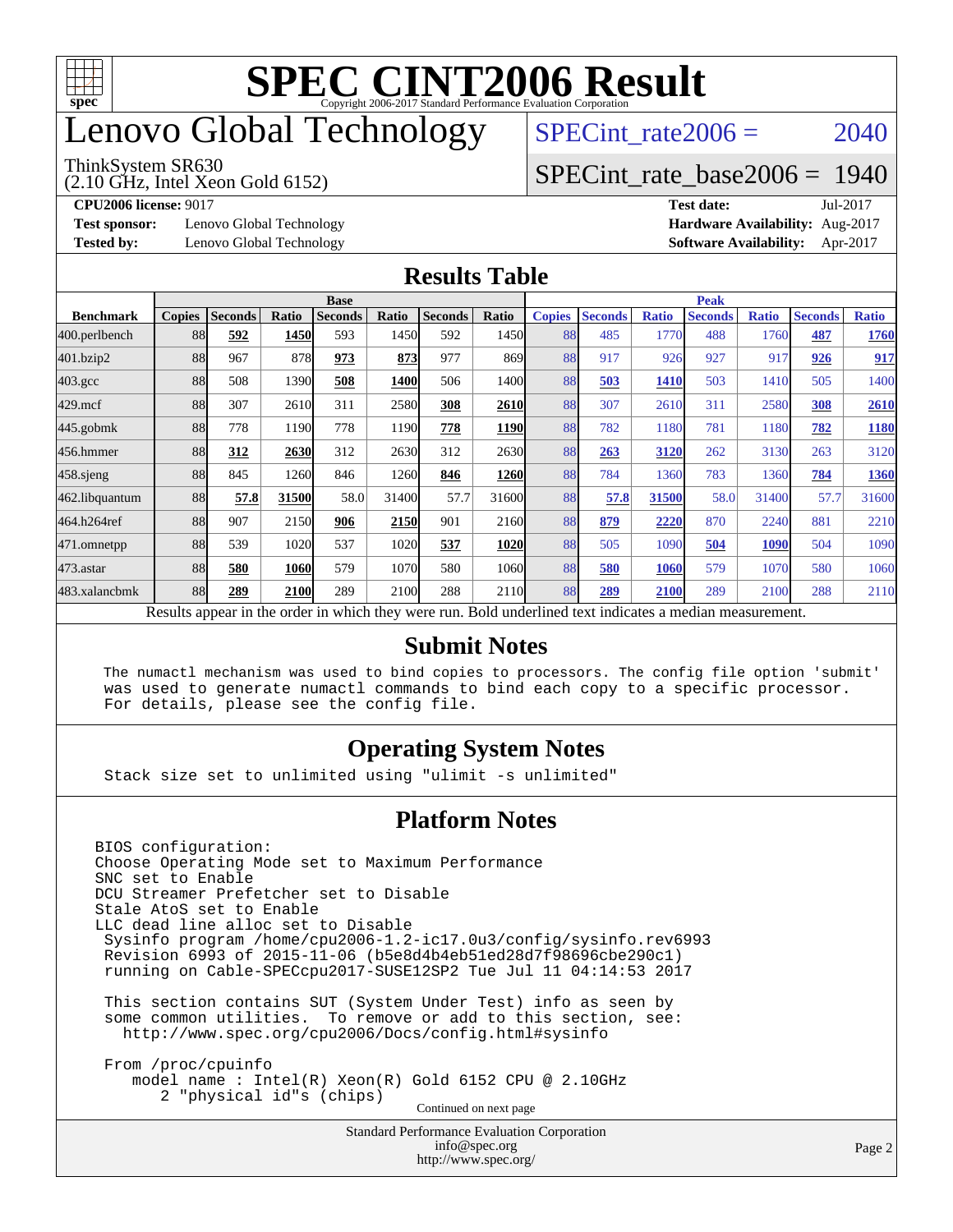# SPEC CINT2006 Result

Copyright 2006-2017 Standard Performance Evaluation Corporation

# Lenovo Global Technology

ThinkSystem SR630
(2.10 GHz, Intel Xeon Gold 6152)

SPECint_rate2006 = 2040

SPECint_rate_base2006 = 1940

**CPU2006 license:** 9017
**Test sponsor:** Lenovo Global Technology
**Tested by:** Lenovo Global Technology

**Test date:** Jul-2017
**Hardware Availability:** Aug-2017
**Software Availability:** Apr-2017

## Results Table

| Benchmark | Base | | | | | | | Peak | | | | | | |
|---|---|---|---|---|---|---|---|---|---|---|---|---|---|---|
| | Copies | Seconds | Ratio | Seconds | Ratio | Seconds | Ratio | Copies | Seconds | Ratio | Seconds | Ratio | Seconds | Ratio |
| 400.perlbench | 88 | **592** | **1450** | 593 | 1450 | 592 | 1450 | 88 | 485 | 1770 | 488 | 1760 | **487** | **1760** |
| 401.bzip2 | 88 | 967 | 878 | **973** | **873** | 977 | 869 | 88 | 917 | 926 | 927 | 917 | **926** | **917** |
| 403.gcc | 88 | 508 | 1390 | **508** | **1400** | 506 | 1400 | 88 | **503** | **1410** | 503 | 1410 | 505 | 1400 |
| 429.mcf | 88 | 307 | 2610 | 311 | 2580 | **308** | **2610** | 88 | 307 | 2610 | 311 | 2580 | **308** | **2610** |
| 445.gobmk | 88 | 778 | 1190 | 778 | 1190 | **778** | **1190** | 88 | 782 | 1180 | 781 | 1180 | **782** | **1180** |
| 456.hmmer | 88 | **312** | **2630** | 312 | 2630 | 312 | 2630 | 88 | **263** | **3120** | 262 | 3130 | 263 | 3120 |
| 458.sjeng | 88 | 845 | 1260 | 846 | 1260 | **846** | **1260** | 88 | 784 | 1360 | 783 | 1360 | **784** | **1360** |
| 462.libquantum | 88 | **57.8** | **31500** | 58.0 | 31400 | 57.7 | 31600 | 88 | **57.8** | **31500** | 58.0 | 31400 | 57.7 | 31600 |
| 464.h264ref | 88 | 907 | 2150 | **906** | **2150** | 901 | 2160 | 88 | **879** | **2220** | 870 | 2240 | 881 | 2210 |
| 471.omnetpp | 88 | 539 | 1020 | 537 | 1020 | **537** | **1020** | 88 | 505 | 1090 | **504** | **1090** | 504 | 1090 |
| 473.astar | 88 | **580** | **1060** | 579 | 1070 | 580 | 1060 | 88 | **580** | **1060** | 579 | 1070 | 580 | 1060 |
| 483.xalancbmk | 88 | **289** | **2100** | 289 | 2100 | 288 | 2110 | 88 | **289** | **2100** | 289 | 2100 | 288 | 2110 |

Results appear in the order in which they were run. Bold underlined text indicates a median measurement.

## Submit Notes

```
The numactl mechanism was used to bind copies to processors. The config file option 'submit'
was used to generate numactl commands to bind each copy to a specific processor.
For details, please see the config file.
```

## Operating System Notes

```
Stack size set to unlimited using "ulimit -s unlimited"
```

## Platform Notes

```
BIOS configuration:
Choose Operating Mode set to Maximum Performance
SNC set to Enable
DCU Streamer Prefetcher set to Disable
Stale AtoS set to Enable
LLC dead line alloc set to Disable
 Sysinfo program /home/cpu2006-1.2-ic17.0u3/config/sysinfo.rev6993
 Revision 6993 of 2015-11-06 (b5e8d4b4eb51ed28d7f98696cbe290c1)
 running on Cable-SPECcpu2017-SUSE12SP2 Tue Jul 11 04:14:53 2017

 This section contains SUT (System Under Test) info as seen by
 some common utilities.  To remove or add to this section, see:
   http://www.spec.org/cpu2006/Docs/config.html#sysinfo

 From /proc/cpuinfo
    model name : Intel(R) Xeon(R) Gold 6152 CPU @ 2.10GHz
       2 "physical id"s (chips)
```

Continued on next page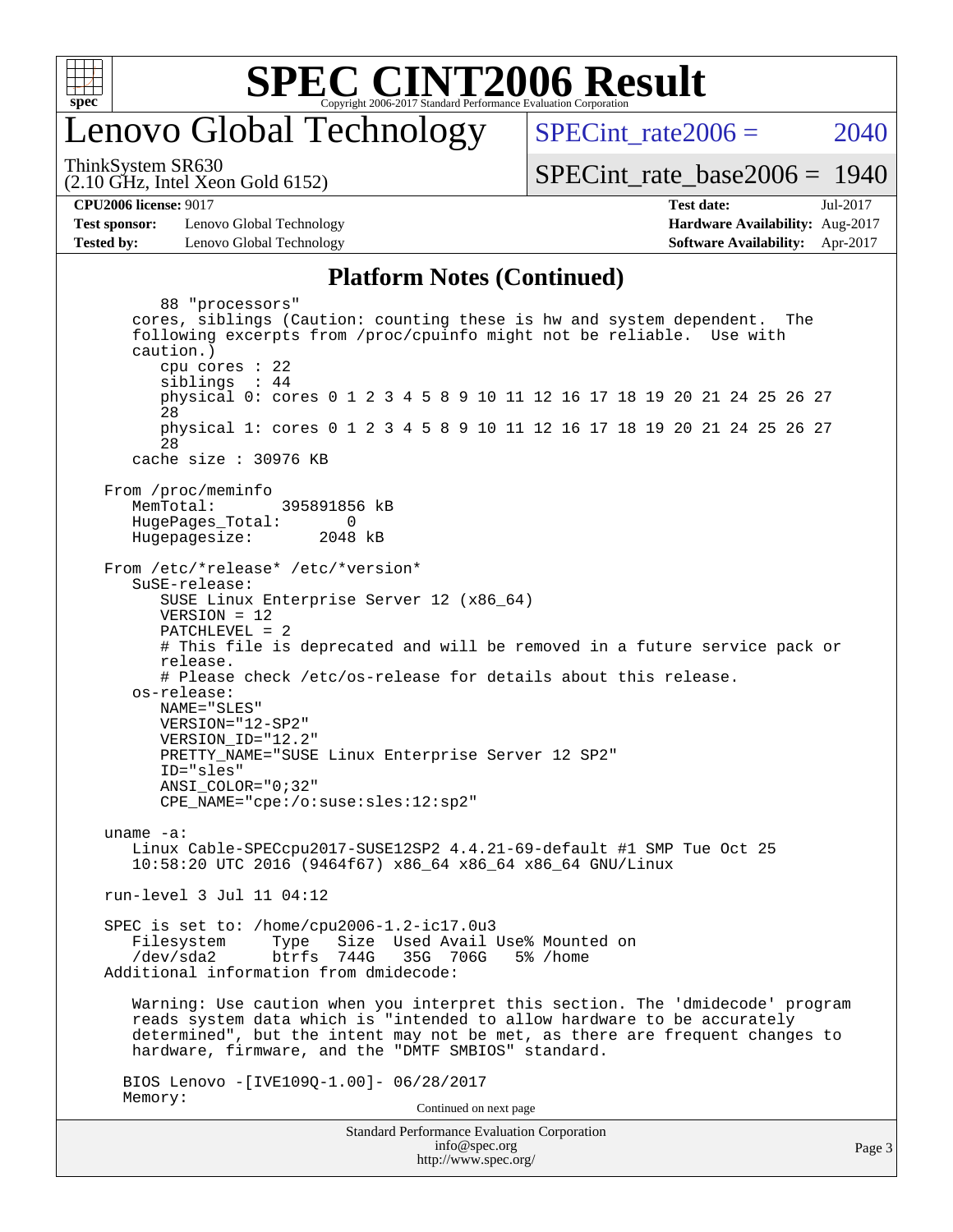## Platform Notes (Continued)

```
        88 "processors"
     cores, siblings (Caution: counting these is hw and system dependent.  The
     following excerpts from /proc/cpuinfo might not be reliable.  Use with
     caution.)
        cpu cores : 22
        siblings  : 44
        physical 0: cores 0 1 2 3 4 5 8 9 10 11 12 16 17 18 19 20 21 24 25 26 27
        28
        physical 1: cores 0 1 2 3 4 5 8 9 10 11 12 16 17 18 19 20 21 24 25 26 27
        28
     cache size : 30976 KB

  From /proc/meminfo
     MemTotal:       395891856 kB
     HugePages_Total:       0
     Hugepagesize:       2048 kB

  From /etc/*release* /etc/*version*
     SuSE-release:
        SUSE Linux Enterprise Server 12 (x86_64)
        VERSION = 12
        PATCHLEVEL = 2
        # This file is deprecated and will be removed in a future service pack or
        release.
        # Please check /etc/os-release for details about this release.
     os-release:
        NAME="SLES"
        VERSION="12-SP2"
        VERSION_ID="12.2"
        PRETTY_NAME="SUSE Linux Enterprise Server 12 SP2"
        ID="sles"
        ANSI_COLOR="0;32"
        CPE_NAME="cpe:/o:suse:sles:12:sp2"

  uname -a:
     Linux Cable-SPECcpu2017-SUSE12SP2 4.4.21-69-default #1 SMP Tue Oct 25
     10:58:20 UTC 2016 (9464f67) x86_64 x86_64 x86_64 GNU/Linux

  run-level 3 Jul 11 04:12

  SPEC is set to: /home/cpu2006-1.2-ic17.0u3
     Filesystem     Type   Size  Used Avail Use% Mounted on
     /dev/sda2      btrfs  744G   35G  706G   5% /home
  Additional information from dmidecode:

     Warning: Use caution when you interpret this section. The 'dmidecode' program
     reads system data which is "intended to allow hardware to be accurately
     determined", but the intent may not be met, as there are frequent changes to
     hardware, firmware, and the "DMTF SMBIOS" standard.

    BIOS Lenovo -[IVE109Q-1.00]- 06/28/2017
    Memory:
```

Continued on next page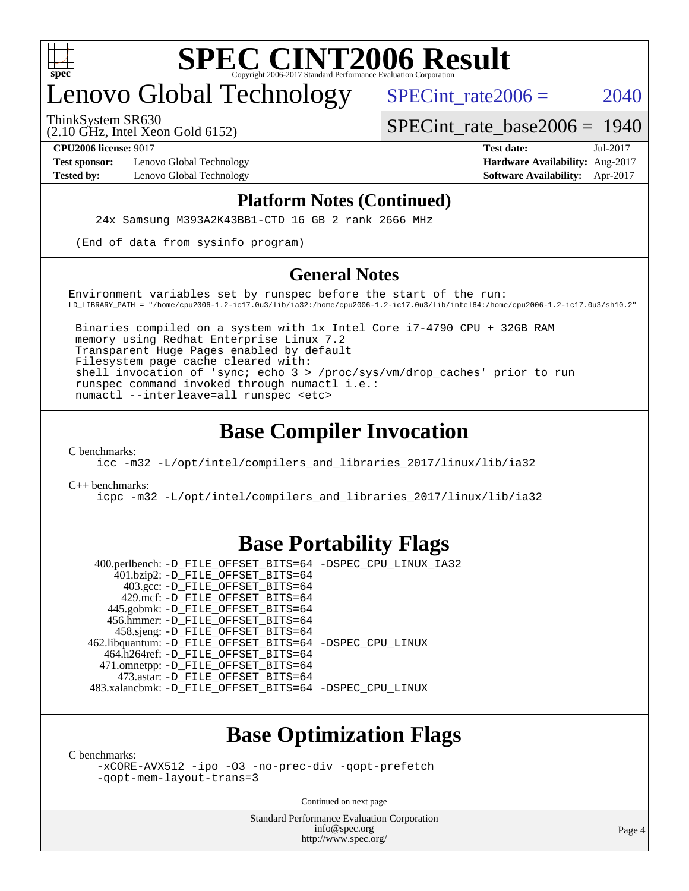# SPEC CINT2006 Result

Copyright 2006-2017 Standard Performance Evaluation Corporation

# Lenovo Global Technology

ThinkSystem SR630
(2.10 GHz, Intel Xeon Gold 6152)

SPECint_rate2006 = 2040

SPECint_rate_base2006 = 1940

**CPU2006 license:** 9017
**Test sponsor:** Lenovo Global Technology
**Tested by:** Lenovo Global Technology

**Test date:** Jul-2017
**Hardware Availability:** Aug-2017
**Software Availability:** Apr-2017

## Platform Notes (Continued)

```
    24x Samsung M393A2K43BB1-CTD 16 GB 2 rank 2666 MHz

 (End of data from sysinfo program)
```

## General Notes

```
Environment variables set by runspec before the start of the run:
LD_LIBRARY_PATH = "/home/cpu2006-1.2-ic17.0u3/lib/ia32:/home/cpu2006-1.2-ic17.0u3/lib/intel64:/home/cpu2006-1.2-ic17.0u3/sh10.2"

 Binaries compiled on a system with 1x Intel Core i7-4790 CPU + 32GB RAM
 memory using Redhat Enterprise Linux 7.2
 Transparent Huge Pages enabled by default
 Filesystem page cache cleared with:
 shell invocation of 'sync; echo 3 > /proc/sys/vm/drop_caches' prior to run
 runspec command invoked through numactl i.e.:
 numactl --interleave=all runspec <etc>
```

## Base Compiler Invocation

C benchmarks:
```
icc -m32 -L/opt/intel/compilers_and_libraries_2017/linux/lib/ia32
```

C++ benchmarks:
```
icpc -m32 -L/opt/intel/compilers_and_libraries_2017/linux/lib/ia32
```

## Base Portability Flags

```
   400.perlbench: -D_FILE_OFFSET_BITS=64 -DSPEC_CPU_LINUX_IA32
       401.bzip2: -D_FILE_OFFSET_BITS=64
         403.gcc: -D_FILE_OFFSET_BITS=64
         429.mcf: -D_FILE_OFFSET_BITS=64
       445.gobmk: -D_FILE_OFFSET_BITS=64
       456.hmmer: -D_FILE_OFFSET_BITS=64
       458.sjeng: -D_FILE_OFFSET_BITS=64
  462.libquantum: -D_FILE_OFFSET_BITS=64 -DSPEC_CPU_LINUX
     464.h264ref: -D_FILE_OFFSET_BITS=64
     471.omnetpp: -D_FILE_OFFSET_BITS=64
       473.astar: -D_FILE_OFFSET_BITS=64
  483.xalancbmk: -D_FILE_OFFSET_BITS=64 -DSPEC_CPU_LINUX
```

## Base Optimization Flags

C benchmarks:
```
-xCORE-AVX512 -ipo -O3 -no-prec-div -qopt-prefetch
-qopt-mem-layout-trans=3
```

Continued on next page

Standard Performance Evaluation Corporation
info@spec.org
http://www.spec.org/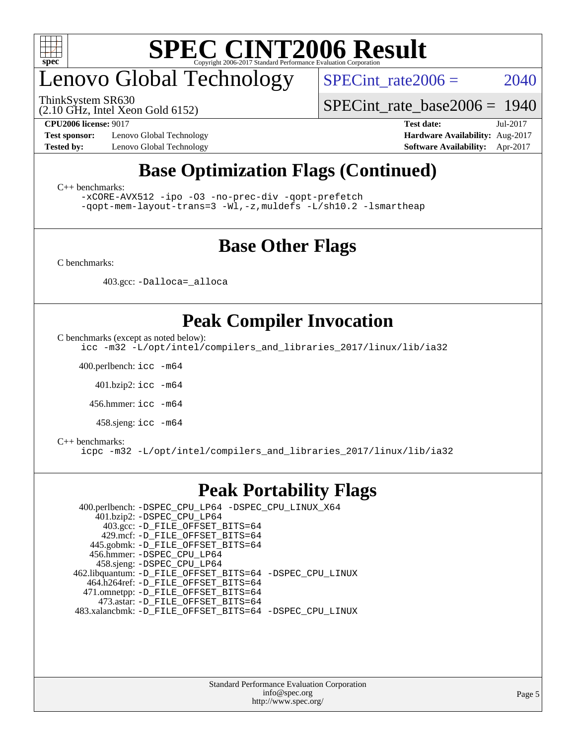# SPEC CINT2006 Result

## Lenovo Global Technology

ThinkSystem SR630
(2.10 GHz, Intel Xeon Gold 6152)

SPECint_rate2006 = 2040

SPECint_rate_base2006 = 1940

**CPU2006 license:** 9017
**Test sponsor:** Lenovo Global Technology
**Tested by:** Lenovo Global Technology

**Test date:** Jul-2017
**Hardware Availability:** Aug-2017
**Software Availability:** Apr-2017

## Base Optimization Flags (Continued)

C++ benchmarks:

```
-xCORE-AVX512 -ipo -O3 -no-prec-div -qopt-prefetch
-qopt-mem-layout-trans=3 -Wl,-z,muldefs -L/sh10.2 -lsmartheap
```

## Base Other Flags

C benchmarks:

403.gcc: `-Dalloca=_alloca`

## Peak Compiler Invocation

C benchmarks (except as noted below):

```
icc -m32 -L/opt/intel/compilers_and_libraries_2017/linux/lib/ia32
```

400.perlbench: `icc -m64`

401.bzip2: `icc -m64`

456.hmmer: `icc -m64`

458.sjeng: `icc -m64`

C++ benchmarks:

```
icpc -m32 -L/opt/intel/compilers_and_libraries_2017/linux/lib/ia32
```

## Peak Portability Flags

400.perlbench: `-DSPEC_CPU_LP64 -DSPEC_CPU_LINUX_X64`
401.bzip2: `-DSPEC_CPU_LP64`
403.gcc: `-D_FILE_OFFSET_BITS=64`
429.mcf: `-D_FILE_OFFSET_BITS=64`
445.gobmk: `-D_FILE_OFFSET_BITS=64`
456.hmmer: `-DSPEC_CPU_LP64`
458.sjeng: `-DSPEC_CPU_LP64`
462.libquantum: `-D_FILE_OFFSET_BITS=64 -DSPEC_CPU_LINUX`
464.h264ref: `-D_FILE_OFFSET_BITS=64`
471.omnetpp: `-D_FILE_OFFSET_BITS=64`
473.astar: `-D_FILE_OFFSET_BITS=64`
483.xalancbmk: `-D_FILE_OFFSET_BITS=64 -DSPEC_CPU_LINUX`

Standard Performance Evaluation Corporation
info@spec.org
http://www.spec.org/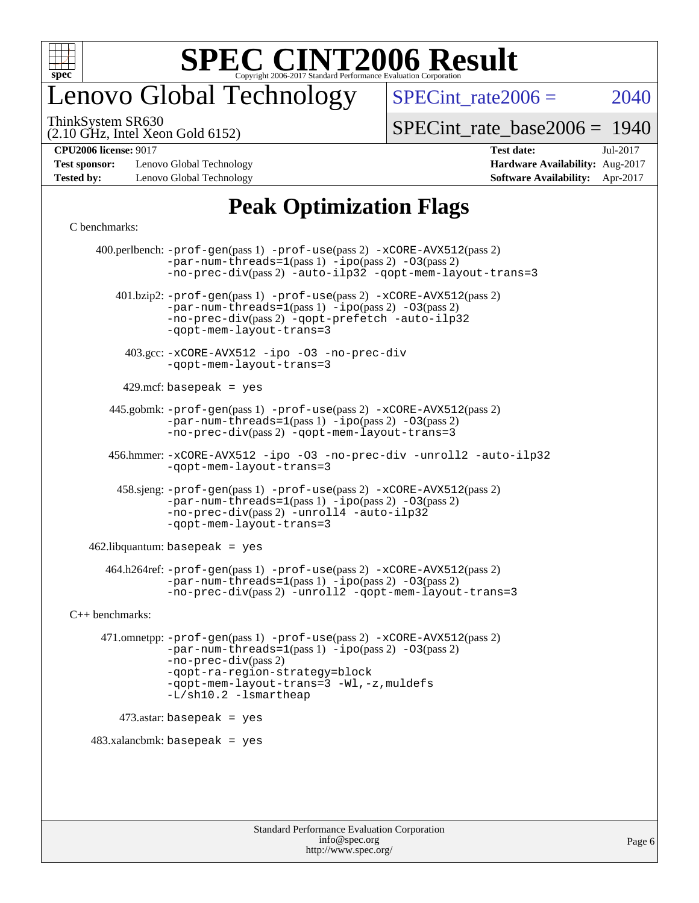# SPEC CINT2006 Result

Copyright 2006-2017 Standard Performance Evaluation Corporation

## Lenovo Global Technology

ThinkSystem SR630
(2.10 GHz, Intel Xeon Gold 6152)

SPECint_rate2006 = 2040

SPECint_rate_base2006 = 1940

**CPU2006 license:** 9017
**Test sponsor:** Lenovo Global Technology
**Tested by:** Lenovo Global Technology

**Test date:** Jul-2017
**Hardware Availability:** Aug-2017
**Software Availability:** Apr-2017

# Peak Optimization Flags

C benchmarks:

400.perlbench: -prof-gen(pass 1) -prof-use(pass 2) -xCORE-AVX512(pass 2) -par-num-threads=1(pass 1) -ipo(pass 2) -O3(pass 2) -no-prec-div(pass 2) -auto-ilp32 -qopt-mem-layout-trans=3

401.bzip2: -prof-gen(pass 1) -prof-use(pass 2) -xCORE-AVX512(pass 2) -par-num-threads=1(pass 1) -ipo(pass 2) -O3(pass 2) -no-prec-div(pass 2) -qopt-prefetch -auto-ilp32 -qopt-mem-layout-trans=3

403.gcc: -xCORE-AVX512 -ipo -O3 -no-prec-div -qopt-mem-layout-trans=3

429.mcf: basepeak = yes

445.gobmk: -prof-gen(pass 1) -prof-use(pass 2) -xCORE-AVX512(pass 2) -par-num-threads=1(pass 1) -ipo(pass 2) -O3(pass 2) -no-prec-div(pass 2) -qopt-mem-layout-trans=3

456.hmmer: -xCORE-AVX512 -ipo -O3 -no-prec-div -unroll2 -auto-ilp32 -qopt-mem-layout-trans=3

458.sjeng: -prof-gen(pass 1) -prof-use(pass 2) -xCORE-AVX512(pass 2) -par-num-threads=1(pass 1) -ipo(pass 2) -O3(pass 2) -no-prec-div(pass 2) -unroll4 -auto-ilp32 -qopt-mem-layout-trans=3

462.libquantum: basepeak = yes

464.h264ref: -prof-gen(pass 1) -prof-use(pass 2) -xCORE-AVX512(pass 2) -par-num-threads=1(pass 1) -ipo(pass 2) -O3(pass 2) -no-prec-div(pass 2) -unroll2 -qopt-mem-layout-trans=3

C++ benchmarks:

471.omnetpp: -prof-gen(pass 1) -prof-use(pass 2) -xCORE-AVX512(pass 2) -par-num-threads=1(pass 1) -ipo(pass 2) -O3(pass 2) -no-prec-div(pass 2) -qopt-ra-region-strategy=block -qopt-mem-layout-trans=3 -Wl,-z,muldefs -L/sh10.2 -lsmartheap

473.astar: basepeak = yes

483.xalancbmk: basepeak = yes

Standard Performance Evaluation Corporation
info@spec.org
http://www.spec.org/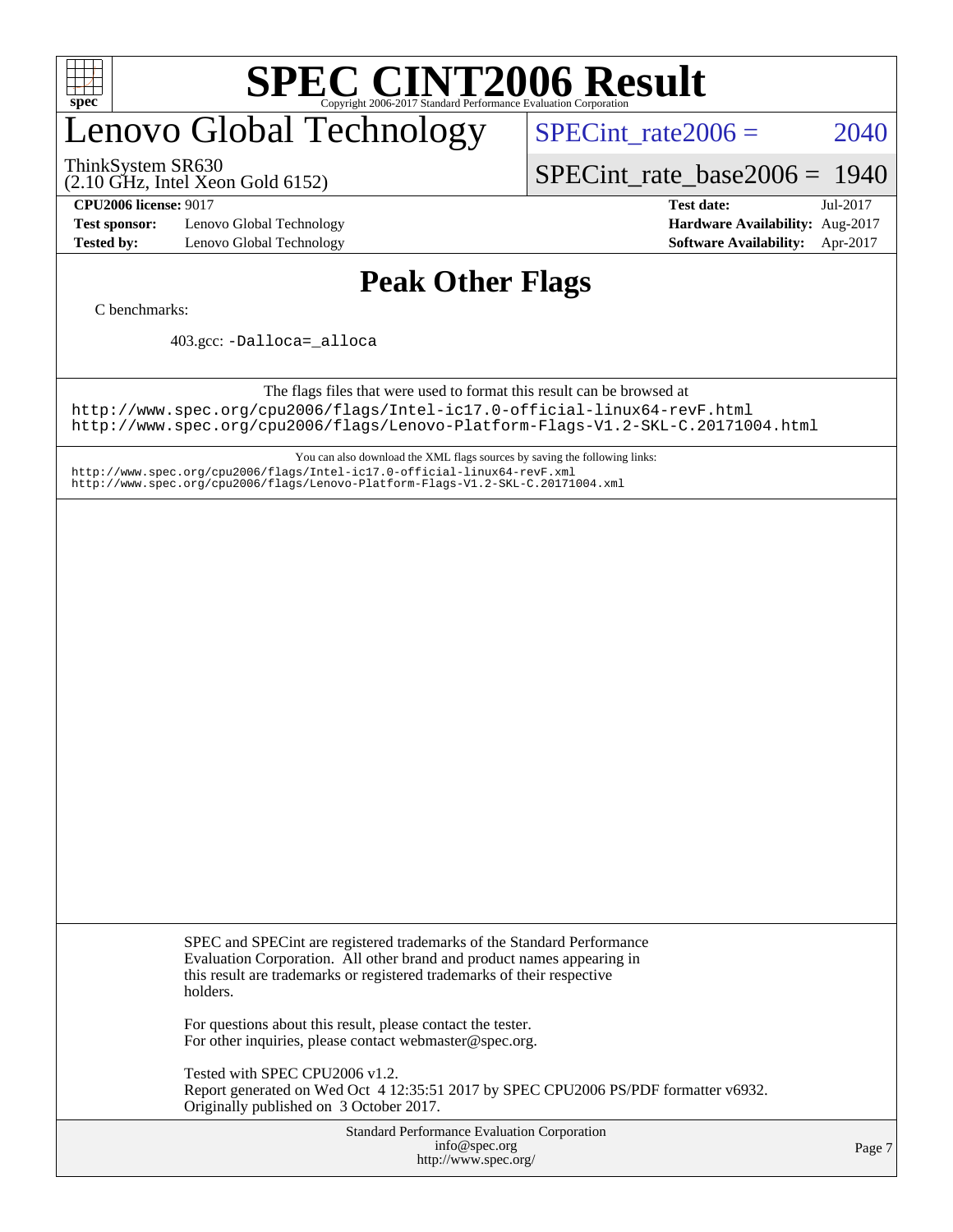# Peak Other Flags

C benchmarks:

403.gcc: -Dalloca=_alloca

The flags files that were used to format this result can be browsed at
http://www.spec.org/cpu2006/flags/Intel-ic17.0-official-linux64-revF.html
http://www.spec.org/cpu2006/flags/Lenovo-Platform-Flags-V1.2-SKL-C.20171004.html

You can also download the XML flags sources by saving the following links:
http://www.spec.org/cpu2006/flags/Intel-ic17.0-official-linux64-revF.xml
http://www.spec.org/cpu2006/flags/Lenovo-Platform-Flags-V1.2-SKL-C.20171004.xml

SPEC and SPECint are registered trademarks of the Standard Performance Evaluation Corporation. All other brand and product names appearing in this result are trademarks or registered trademarks of their respective holders.

For questions about this result, please contact the tester.
For other inquiries, please contact webmaster@spec.org.

Tested with SPEC CPU2006 v1.2.
Report generated on Wed Oct 4 12:35:51 2017 by SPEC CPU2006 PS/PDF formatter v6932.
Originally published on 3 October 2017.